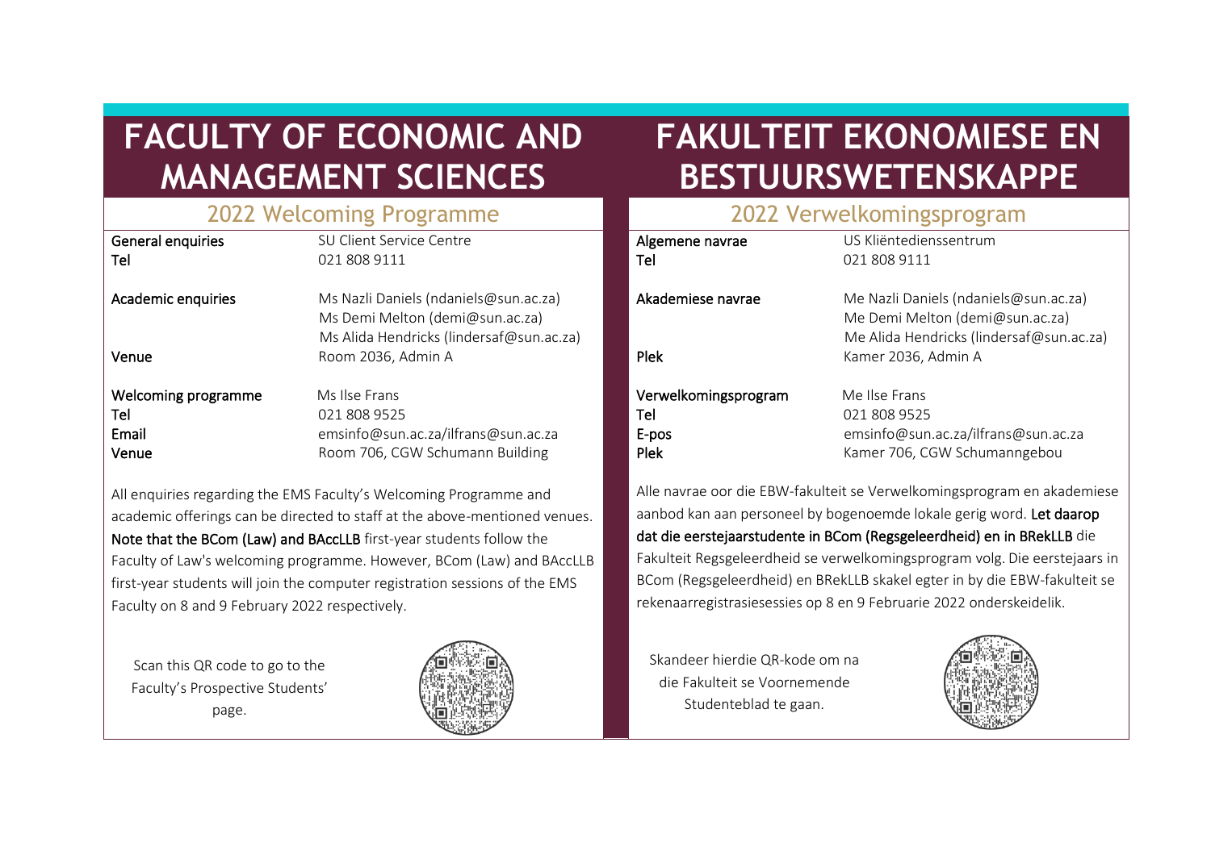# FACULTY OF ECONOMIC AND MANAGEMENT SCIENCES

## 2022 Welcoming Programme

| | |
|---|---|
| **General enquiries** | SU Client Service Centre |
| **Tel** | 021 808 9111 |
| **Academic enquiries** | Ms Nazli Daniels (ndaniels@sun.ac.za)<br>Ms Demi Melton (demi@sun.ac.za)<br>Ms Alida Hendricks (lindersaf@sun.ac.za) |
| **Venue** | Room 2036, Admin A |
| **Welcoming programme** | Ms Ilse Frans |
| **Tel** | 021 808 9525 |
| **Email** | emsinfo@sun.ac.za/ilfrans@sun.ac.za |
| **Venue** | Room 706, CGW Schumann Building |

All enquiries regarding the EMS Faculty's Welcoming Programme and academic offerings can be directed to staff at the above-mentioned venues. **Note that the BCom (Law) and BAccLLB** first-year students follow the Faculty of Law's welcoming programme. However, BCom (Law) and BAccLLB first-year students will join the computer registration sessions of the EMS Faculty on 8 and 9 February 2022 respectively.

Scan this QR code to go to the Faculty's Prospective Students' page.

# FAKULTEIT EKONOMIESE EN BESTUURSWETENSKAPPE

## 2022 Verwelkomingsprogram

| | |
|---|---|
| **Algemene navrae** | US Kliëntedienssentrum |
| **Tel** | 021 808 9111 |
| **Akademiese navrae** | Me Nazli Daniels (ndaniels@sun.ac.za)<br>Me Demi Melton (demi@sun.ac.za)<br>Me Alida Hendricks (lindersaf@sun.ac.za) |
| **Plek** | Kamer 2036, Admin A |
| **Verwelkomingsprogram** | Me Ilse Frans |
| **Tel** | 021 808 9525 |
| **E-pos** | emsinfo@sun.ac.za/ilfrans@sun.ac.za |
| **Plek** | Kamer 706, CGW Schumanngebou |

Alle navrae oor die EBW-fakulteit se Verwelkomingsprogram en akademiese aanbod kan aan personeel by bogenoemde lokale gerig word. **Let daarop dat die eerstejaarstudente in BCom (Regsgeleerdheid) en in BRekLLB** die Fakulteit Regsgeleerdheid se verwelkomingsprogram volg. Die eerstejaars in BCom (Regsgeleerdheid) en BRekLLB skakel egter in by die EBW-fakulteit se rekenaarregistrasiesessies op 8 en 9 Februarie 2022 onderskeidelik.

Skandeer hierdie QR-kode om na die Fakulteit se Voornemende Studenteblad te gaan.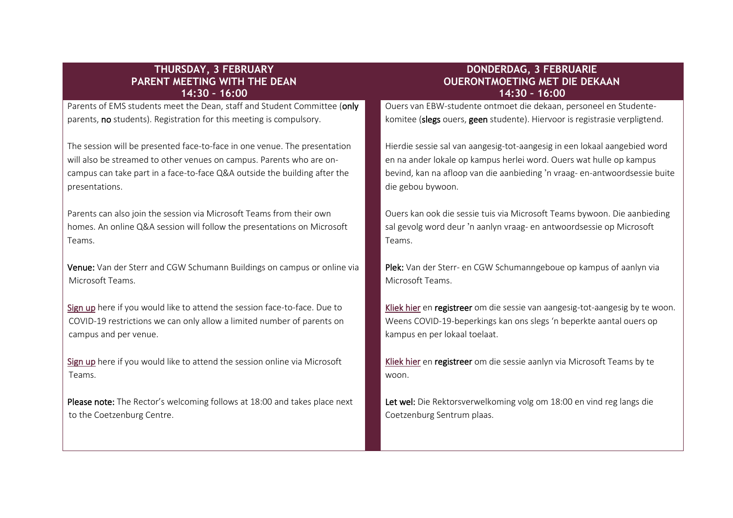## THURSDAY, 3 FEBRUARY
## PARENT MEETING WITH THE DEAN
## 14:30 – 16:00

Parents of EMS students meet the Dean, staff and Student Committee (**only** parents, **no** students). Registration for this meeting is compulsory.

The session will be presented face-to-face in one venue. The presentation will also be streamed to other venues on campus. Parents who are on-campus can take part in a face-to-face Q&A outside the building after the presentations.

Parents can also join the session via Microsoft Teams from their own homes. An online Q&A session will follow the presentations on Microsoft Teams.

**Venue:** Van der Sterr and CGW Schumann Buildings on campus or online via Microsoft Teams.

Sign up here if you would like to attend the session face-to-face. Due to COVID-19 restrictions we can only allow a limited number of parents on campus and per venue.

Sign up here if you would like to attend the session online via Microsoft Teams.

**Please note:** The Rector's welcoming follows at 18:00 and takes place next to the Coetzenburg Centre.

## DONDERDAG, 3 FEBRUARIE
## OUERONTMOETING MET DIE DEKAAN
## 14:30 – 16:00

Ouers van EBW-studente ontmoet die dekaan, personeel en Studentekomitee (**slegs** ouers, **geen** studente). Hiervoor is registrasie verpligtend.

Hierdie sessie sal van aangesig-tot-aangesig in een lokaal aangebied word en na ander lokale op kampus herlei word. Ouers wat hulle op kampus bevind, kan na afloop van die aanbieding 'n vraag- en-antwoordsessie buite die gebou bywoon.

Ouers kan ook die sessie tuis via Microsoft Teams bywoon. Die aanbieding sal gevolg word deur 'n aanlyn vraag- en antwoordsessie op Microsoft Teams.

**Plek:** Van der Sterr- en CGW Schumanngeboue op kampus of aanlyn via Microsoft Teams.

Kliek hier en **registreer** om die sessie van aangesig-tot-aangesig by te woon. Weens COVID-19-beperkings kan ons slegs 'n beperkte aantal ouers op kampus en per lokaal toelaat.

Kliek hier en **registreer** om die sessie aanlyn via Microsoft Teams by te woon.

**Let wel:** Die Rektorsverwelkoming volg om 18:00 en vind reg langs die Coetzenburg Sentrum plaas.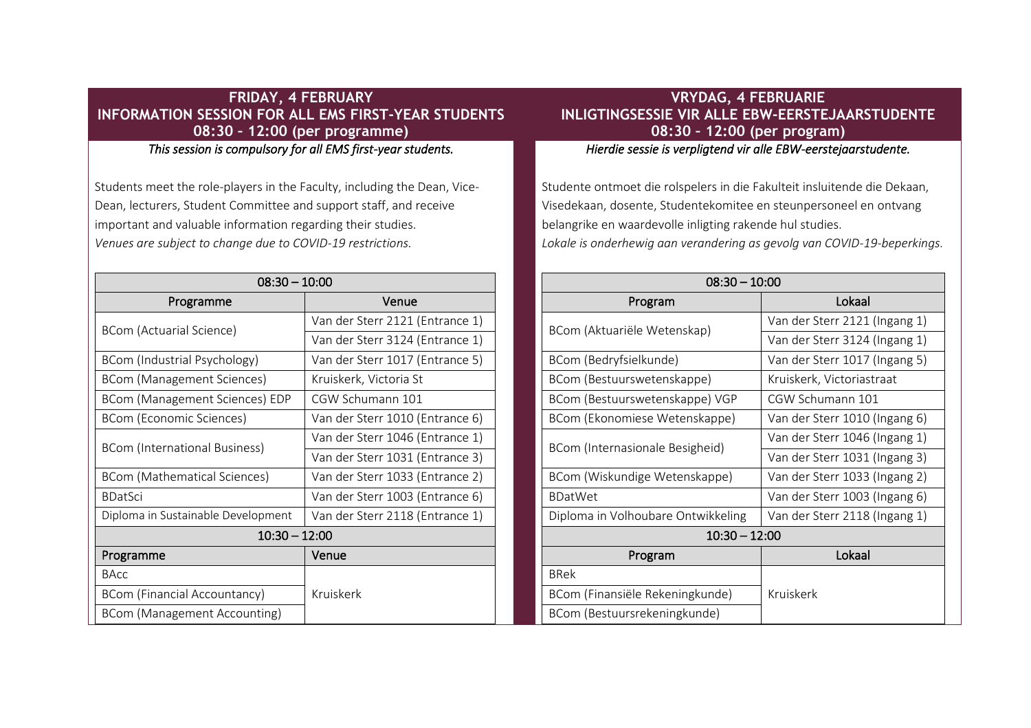## FRIDAY, 4 FEBRUARY
## INFORMATION SESSION FOR ALL EMS FIRST-YEAR STUDENTS
## 08:30 – 12:00 (per programme)

*This session is compulsory for all EMS first-year students.*

Students meet the role-players in the Faculty, including the Dean, Vice-Dean, lecturers, Student Committee and support staff, and receive important and valuable information regarding their studies.
*Venues are subject to change due to COVID-19 restrictions.*

| 08:30 – 10:00 | |
|---|---|
| **Programme** | **Venue** |
| BCom (Actuarial Science) | Van der Sterr 2121 (Entrance 1) |
| | Van der Sterr 3124 (Entrance 1) |
| BCom (Industrial Psychology) | Van der Sterr 1017 (Entrance 5) |
| BCom (Management Sciences) | Kruiskerk, Victoria St |
| BCom (Management Sciences) EDP | CGW Schumann 101 |
| BCom (Economic Sciences) | Van der Sterr 1010 (Entrance 6) |
| BCom (International Business) | Van der Sterr 1046 (Entrance 1) |
| | Van der Sterr 1031 (Entrance 3) |
| BCom (Mathematical Sciences) | Van der Sterr 1033 (Entrance 2) |
| BDatSci | Van der Sterr 1003 (Entrance 6) |
| Diploma in Sustainable Development | Van der Sterr 2118 (Entrance 1) |
| **10:30 – 12:00** | |
| **Programme** | **Venue** |
| BAcc | Kruiskerk |
| BCom (Financial Accountancy) | |
| BCom (Management Accounting) | |

## VRYDAG, 4 FEBRUARIE
## INLIGTINGSESSIE VIR ALLE EBW-EERSTEJAARSTUDENTE
## 08:30 – 12:00 (per program)

*Hierdie sessie is verpligtend vir alle EBW-eerstejaarstudente.*

Studente ontmoet die rolspelers in die Fakulteit insluitende die Dekaan, Visedekaan, dosente, Studentekomitee en steunpersoneel en ontvang belangrike en waardevolle inligting rakende hul studies.
*Lokale is onderhewig aan verandering as gevolg van COVID-19-beperkings.*

| 08:30 – 10:00 | |
|---|---|
| **Program** | **Lokaal** |
| BCom (Aktuariële Wetenskap) | Van der Sterr 2121 (Ingang 1) |
| | Van der Sterr 3124 (Ingang 1) |
| BCom (Bedryfsielkunde) | Van der Sterr 1017 (Ingang 5) |
| BCom (Bestuurswetenskappe) | Kruiskerk, Victoriastraat |
| BCom (Bestuurswetenskappe) VGP | CGW Schumann 101 |
| BCom (Ekonomiese Wetenskappe) | Van der Sterr 1010 (Ingang 6) |
| BCom (Internasionale Besigheid) | Van der Sterr 1046 (Ingang 1) |
| | Van der Sterr 1031 (Ingang 3) |
| BCom (Wiskundige Wetenskappe) | Van der Sterr 1033 (Ingang 2) |
| BDatWet | Van der Sterr 1003 (Ingang 6) |
| Diploma in Volhoubare Ontwikkeling | Van der Sterr 2118 (Ingang 1) |
| **10:30 – 12:00** | |
| **Program** | **Lokaal** |
| BRek | Kruiskerk |
| BCom (Finansiële Rekeningkunde) | |
| BCom (Bestuursrekeningkunde) | |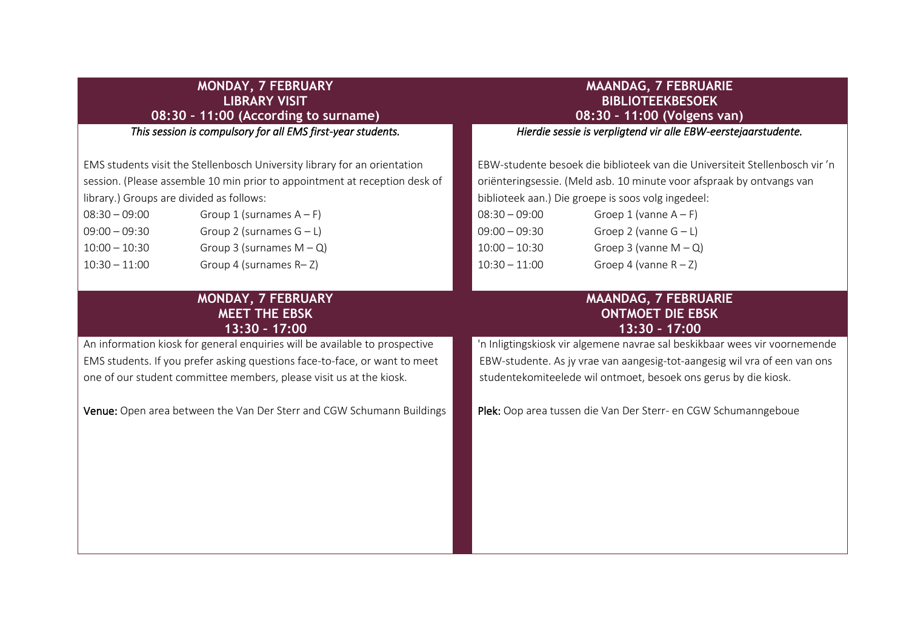## MONDAY, 7 FEBRUARY
## LIBRARY VISIT
## 08:30 - 11:00 (According to surname)

*This session is compulsory for all EMS first-year students.*

EMS students visit the Stellenbosch University library for an orientation session. (Please assemble 10 min prior to appointment at reception desk of library.) Groups are divided as follows:

| | |
|---|---|
| 08:30 – 09:00 | Group 1 (surnames A – F) |
| 09:00 – 09:30 | Group 2 (surnames G – L) |
| 10:00 – 10:30 | Group 3 (surnames M – Q) |
| 10:30 – 11:00 | Group 4 (surnames R– Z) |

## MONDAY, 7 FEBRUARY
## MEET THE EBSK
## 13:30 - 17:00

An information kiosk for general enquiries will be available to prospective EMS students. If you prefer asking questions face-to-face, or want to meet one of our student committee members, please visit us at the kiosk.

**Venue:** Open area between the Van Der Sterr and CGW Schumann Buildings

## MAANDAG, 7 FEBRUARIE
## BIBLIOTEEKBESOEK
## 08:30 - 11:00 (Volgens van)

*Hierdie sessie is verpligtend vir alle EBW-eerstejaarstudente.*

EBW-studente besoek die biblioteek van die Universiteit Stellenbosch vir 'n oriënteringsessie. (Meld asb. 10 minute voor afspraak by ontvangs van biblioteek aan.) Die groepe is soos volg ingedeel:

| | |
|---|---|
| 08:30 – 09:00 | Groep 1 (vanne A – F) |
| 09:00 – 09:30 | Groep 2 (vanne G – L) |
| 10:00 – 10:30 | Groep 3 (vanne M – Q) |
| 10:30 – 11:00 | Groep 4 (vanne R – Z) |

## MAANDAG, 7 FEBRUARIE
## ONTMOET DIE EBSK
## 13:30 - 17:00

'n Inligtingskiosk vir algemene navrae sal beskikbaar wees vir voornemende EBW-studente. As jy vrae van aangesig-tot-aangesig wil vra of een van ons studentekomiteelede wil ontmoet, besoek ons gerus by die kiosk.

**Plek:** Oop area tussen die Van Der Sterr- en CGW Schumanngeboue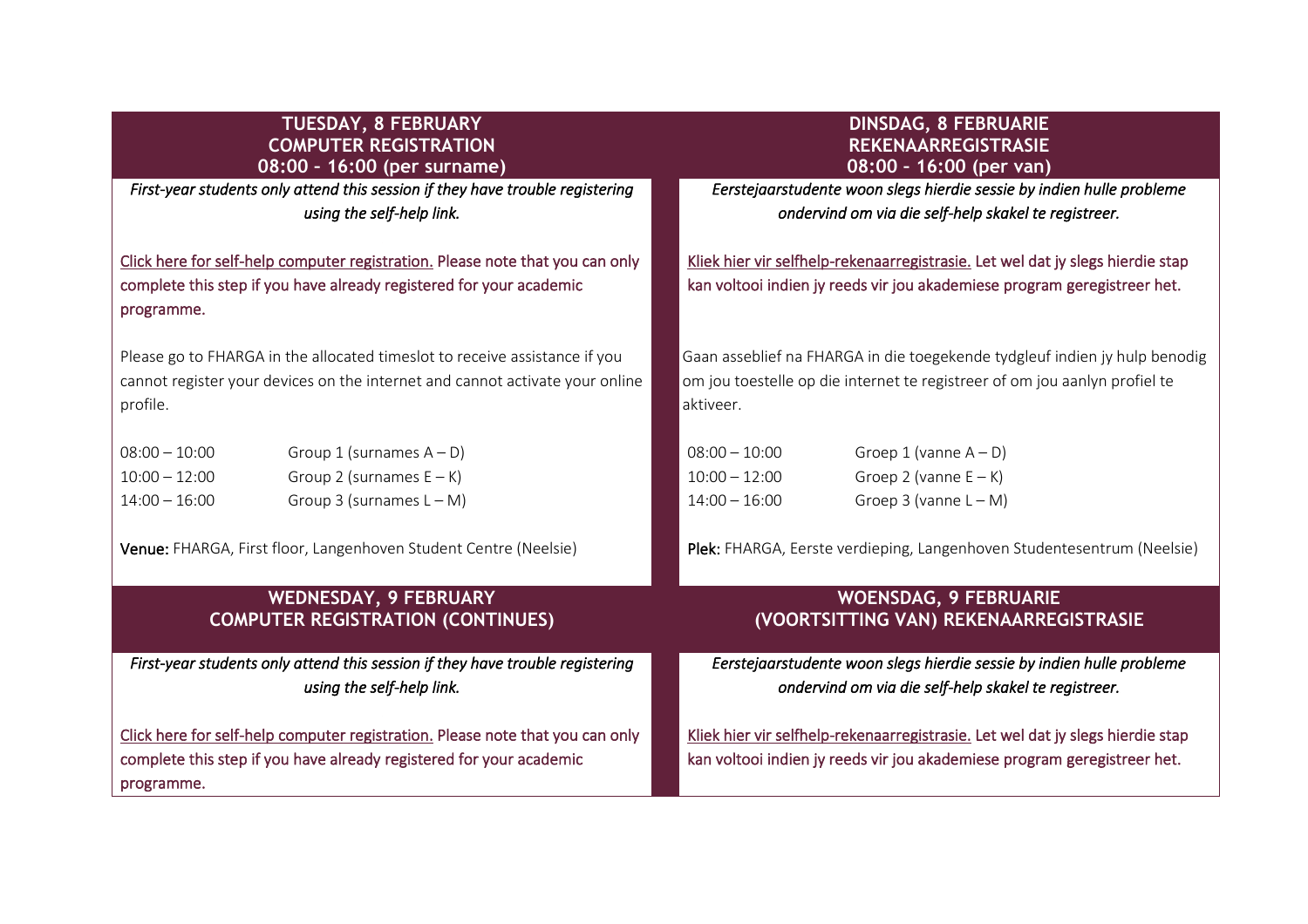## TUESDAY, 8 FEBRUARY
## COMPUTER REGISTRATION
## 08:00 – 16:00 (per surname)

*First-year students only attend this session if they have trouble registering using the self-help link.*

Click here for self-help computer registration. Please note that you can only complete this step if you have already registered for your academic programme.

Please go to FHARGA in the allocated timeslot to receive assistance if you cannot register your devices on the internet and cannot activate your online profile.

| | |
|---|---|
| 08:00 – 10:00 | Group 1 (surnames A – D) |
| 10:00 – 12:00 | Group 2 (surnames E – K) |
| 14:00 – 16:00 | Group 3 (surnames L – M) |

**Venue:** FHARGA, First floor, Langenhoven Student Centre (Neelsie)

## DINSDAG, 8 FEBRUARIE
## REKENAARREGISTRASIE
## 08:00 – 16:00 (per van)

*Eerstejaarstudente woon slegs hierdie sessie by indien hulle probleme ondervind om via die self-help skakel te registreer.*

Kliek hier vir selfhelp-rekenaarregistrasie. Let wel dat jy slegs hierdie stap kan voltooi indien jy reeds vir jou akademiese program geregistreer het.

Gaan asseblief na FHARGA in die toegekende tydgleuf indien jy hulp benodig om jou toestelle op die internet te registreer of om jou aanlyn profiel te aktiveer.

| | |
|---|---|
| 08:00 – 10:00 | Groep 1 (vanne A – D) |
| 10:00 – 12:00 | Groep 2 (vanne E – K) |
| 14:00 – 16:00 | Groep 3 (vanne L – M) |

**Plek:** FHARGA, Eerste verdieping, Langenhoven Studentesentrum (Neelsie)

## WEDNESDAY, 9 FEBRUARY
## COMPUTER REGISTRATION (CONTINUES)

*First-year students only attend this session if they have trouble registering using the self-help link.*

Click here for self-help computer registration. Please note that you can only complete this step if you have already registered for your academic programme.

## WOENSDAG, 9 FEBRUARIE
## (VOORTSITTING VAN) REKENAARREGISTRASIE

*Eerstejaarstudente woon slegs hierdie sessie by indien hulle probleme ondervind om via die self-help skakel te registreer.*

Kliek hier vir selfhelp-rekenaarregistrasie. Let wel dat jy slegs hierdie stap kan voltooi indien jy reeds vir jou akademiese program geregistreer het.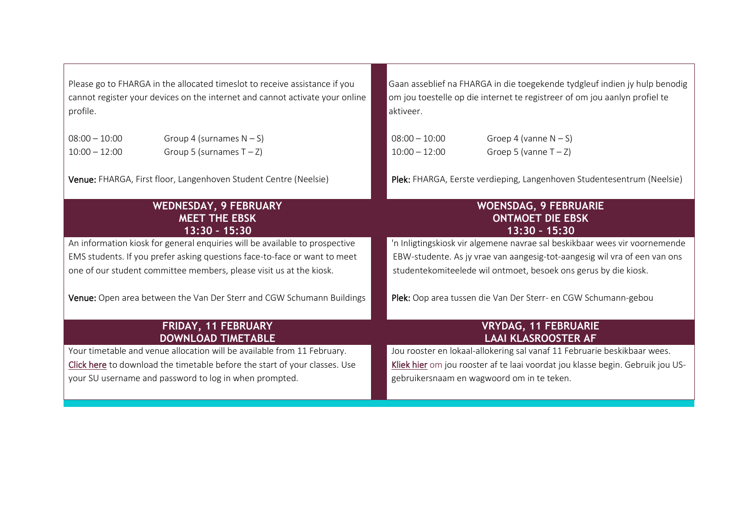Please go to FHARGA in the allocated timeslot to receive assistance if you cannot register your devices on the internet and cannot activate your online profile.

08:00 – 10:00 Group 4 (surnames N – S)
10:00 – 12:00 Group 5 (surnames T – Z)

**Venue:** FHARGA, First floor, Langenhoven Student Centre (Neelsie)

## WEDNESDAY, 9 FEBRUARY
## MEET THE EBSK
## 13:30 - 15:30

An information kiosk for general enquiries will be available to prospective EMS students. If you prefer asking questions face-to-face or want to meet one of our student committee members, please visit us at the kiosk.

**Venue:** Open area between the Van Der Sterr and CGW Schumann Buildings

## FRIDAY, 11 FEBRUARY
## DOWNLOAD TIMETABLE

Your timetable and venue allocation will be available from 11 February. Click here to download the timetable before the start of your classes. Use your SU username and password to log in when prompted.

Gaan asseblief na FHARGA in die toegekende tydgleuf indien jy hulp benodig om jou toestelle op die internet te registreer of om jou aanlyn profiel te aktiveer.

08:00 – 10:00 Groep 4 (vanne N – S)
10:00 – 12:00 Groep 5 (vanne T – Z)

**Plek:** FHARGA, Eerste verdieping, Langenhoven Studentesentrum (Neelsie)

## WOENSDAG, 9 FEBRUARIE
## ONTMOET DIE EBSK
## 13:30 - 15:30

'n Inligtingskiosk vir algemene navrae sal beskikbaar wees vir voornemende EBW-studente. As jy vrae van aangesig-tot-aangesig wil vra of een van ons studentekomiteelede wil ontmoet, besoek ons gerus by die kiosk.

**Plek:** Oop area tussen die Van Der Sterr- en CGW Schumann-gebou

## VRYDAG, 11 FEBRUARIE
## LAAI KLASROOSTER AF

Jou rooster en lokaal-allokering sal vanaf 11 Februarie beskikbaar wees. Kliek hier om jou rooster af te laai voordat jou klasse begin. Gebruik jou US-gebruikersnaam en wagwoord om in te teken.